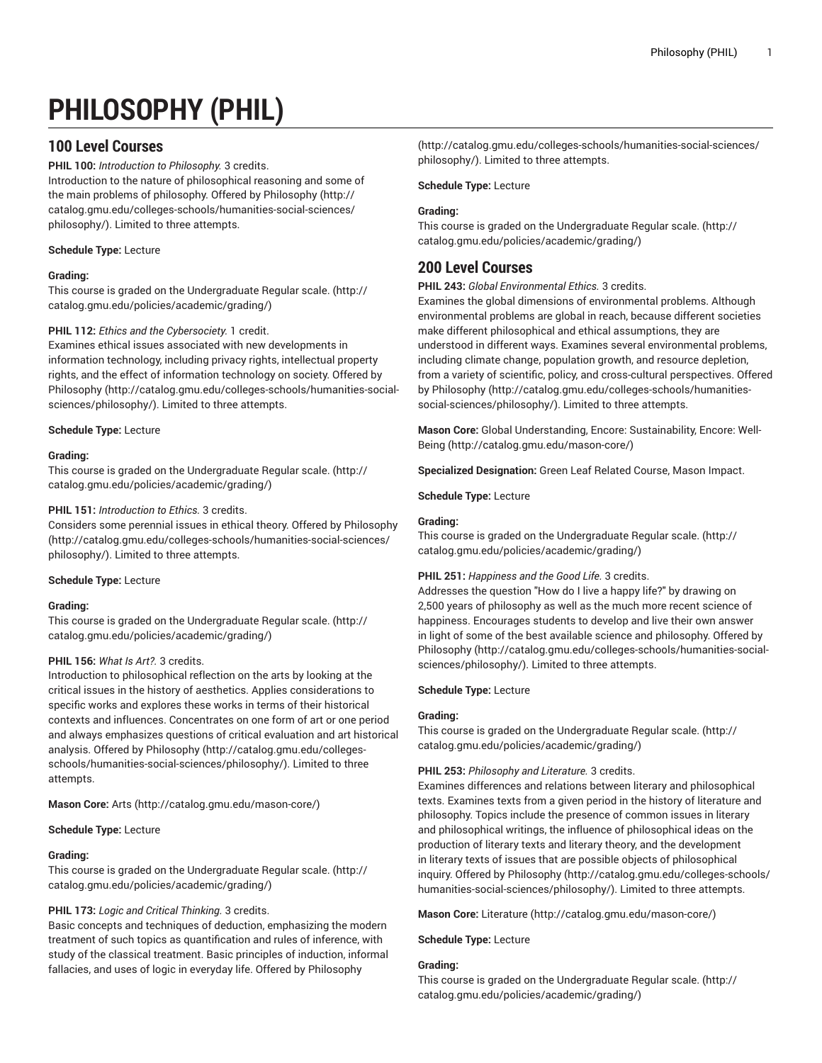# PHILOSOPHY (PHIL)

## 100 Level Courses

**PHIL 100:** *Introduction to Philosophy.* 3 credits.
Introduction to the nature of philosophical reasoning and some of the main problems of philosophy. Offered by Philosophy (http://catalog.gmu.edu/colleges-schools/humanities-social-sciences/philosophy/). Limited to three attempts.

**Schedule Type:** Lecture

**Grading:**
This course is graded on the Undergraduate Regular scale. (http://catalog.gmu.edu/policies/academic/grading/)

**PHIL 112:** *Ethics and the Cybersociety.* 1 credit.
Examines ethical issues associated with new developments in information technology, including privacy rights, intellectual property rights, and the effect of information technology on society. Offered by Philosophy (http://catalog.gmu.edu/colleges-schools/humanities-social-sciences/philosophy/). Limited to three attempts.

**Schedule Type:** Lecture

**Grading:**
This course is graded on the Undergraduate Regular scale. (http://catalog.gmu.edu/policies/academic/grading/)

**PHIL 151:** *Introduction to Ethics.* 3 credits.
Considers some perennial issues in ethical theory. Offered by Philosophy (http://catalog.gmu.edu/colleges-schools/humanities-social-sciences/philosophy/). Limited to three attempts.

**Schedule Type:** Lecture

**Grading:**
This course is graded on the Undergraduate Regular scale. (http://catalog.gmu.edu/policies/academic/grading/)

**PHIL 156:** *What Is Art?.* 3 credits.
Introduction to philosophical reflection on the arts by looking at the critical issues in the history of aesthetics. Applies considerations to specific works and explores these works in terms of their historical contexts and influences. Concentrates on one form of art or one period and always emphasizes questions of critical evaluation and art historical analysis. Offered by Philosophy (http://catalog.gmu.edu/colleges-schools/humanities-social-sciences/philosophy/). Limited to three attempts.

**Mason Core:** Arts (http://catalog.gmu.edu/mason-core/)

**Schedule Type:** Lecture

**Grading:**
This course is graded on the Undergraduate Regular scale. (http://catalog.gmu.edu/policies/academic/grading/)

**PHIL 173:** *Logic and Critical Thinking.* 3 credits.
Basic concepts and techniques of deduction, emphasizing the modern treatment of such topics as quantification and rules of inference, with study of the classical treatment. Basic principles of induction, informal fallacies, and uses of logic in everyday life. Offered by Philosophy (http://catalog.gmu.edu/colleges-schools/humanities-social-sciences/philosophy/). Limited to three attempts.

**Schedule Type:** Lecture

**Grading:**
This course is graded on the Undergraduate Regular scale. (http://catalog.gmu.edu/policies/academic/grading/)

## 200 Level Courses

**PHIL 243:** *Global Environmental Ethics.* 3 credits.
Examines the global dimensions of environmental problems. Although environmental problems are global in reach, because different societies make different philosophical and ethical assumptions, they are understood in different ways. Examines several environmental problems, including climate change, population growth, and resource depletion, from a variety of scientific, policy, and cross-cultural perspectives. Offered by Philosophy (http://catalog.gmu.edu/colleges-schools/humanities-social-sciences/philosophy/). Limited to three attempts.

**Mason Core:** Global Understanding, Encore: Sustainability, Encore: Well-Being (http://catalog.gmu.edu/mason-core/)

**Specialized Designation:** Green Leaf Related Course, Mason Impact.

**Schedule Type:** Lecture

**Grading:**
This course is graded on the Undergraduate Regular scale. (http://catalog.gmu.edu/policies/academic/grading/)

**PHIL 251:** *Happiness and the Good Life.* 3 credits.
Addresses the question "How do I live a happy life?" by drawing on 2,500 years of philosophy as well as the much more recent science of happiness. Encourages students to develop and live their own answer in light of some of the best available science and philosophy. Offered by Philosophy (http://catalog.gmu.edu/colleges-schools/humanities-social-sciences/philosophy/). Limited to three attempts.

**Schedule Type:** Lecture

**Grading:**
This course is graded on the Undergraduate Regular scale. (http://catalog.gmu.edu/policies/academic/grading/)

**PHIL 253:** *Philosophy and Literature.* 3 credits.
Examines differences and relations between literary and philosophical texts. Examines texts from a given period in the history of literature and philosophy. Topics include the presence of common issues in literary and philosophical writings, the influence of philosophical ideas on the production of literary texts and literary theory, and the development in literary texts of issues that are possible objects of philosophical inquiry. Offered by Philosophy (http://catalog.gmu.edu/colleges-schools/humanities-social-sciences/philosophy/). Limited to three attempts.

**Mason Core:** Literature (http://catalog.gmu.edu/mason-core/)

**Schedule Type:** Lecture

**Grading:**
This course is graded on the Undergraduate Regular scale. (http://catalog.gmu.edu/policies/academic/grading/)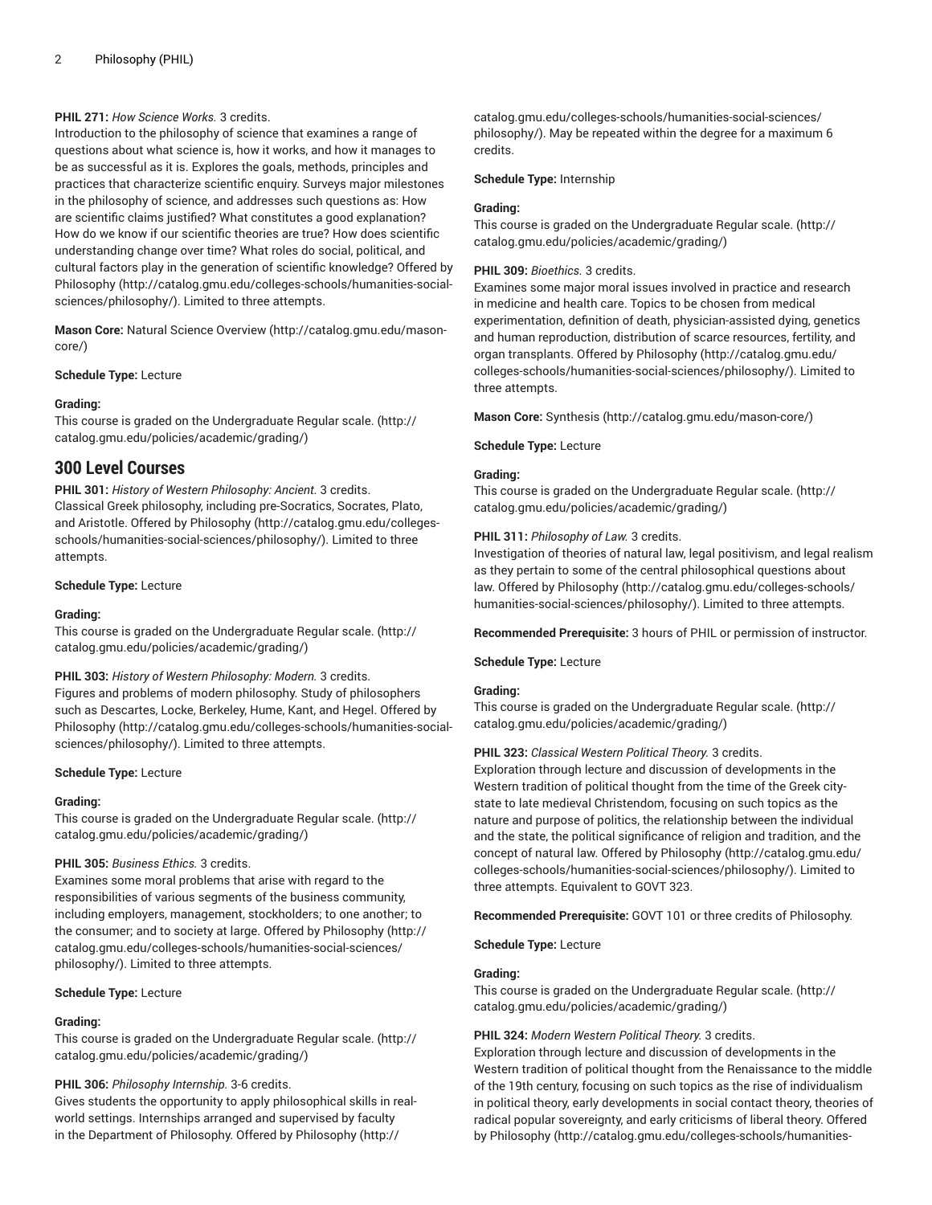**PHIL 271:** *How Science Works.* 3 credits.
Introduction to the philosophy of science that examines a range of questions about what science is, how it works, and how it manages to be as successful as it is. Explores the goals, methods, principles and practices that characterize scientific enquiry. Surveys major milestones in the philosophy of science, and addresses such questions as: How are scientific claims justified? What constitutes a good explanation? How do we know if our scientific theories are true? How does scientific understanding change over time? What roles do social, political, and cultural factors play in the generation of scientific knowledge? Offered by Philosophy (http://catalog.gmu.edu/colleges-schools/humanities-social-sciences/philosophy/). Limited to three attempts.

**Mason Core:** Natural Science Overview (http://catalog.gmu.edu/mason-core/)

**Schedule Type:** Lecture

**Grading:**
This course is graded on the Undergraduate Regular scale. (http://catalog.gmu.edu/policies/academic/grading/)

## 300 Level Courses

**PHIL 301:** *History of Western Philosophy: Ancient.* 3 credits.
Classical Greek philosophy, including pre-Socratics, Socrates, Plato, and Aristotle. Offered by Philosophy (http://catalog.gmu.edu/colleges-schools/humanities-social-sciences/philosophy/). Limited to three attempts.

**Schedule Type:** Lecture

**Grading:**
This course is graded on the Undergraduate Regular scale. (http://catalog.gmu.edu/policies/academic/grading/)

**PHIL 303:** *History of Western Philosophy: Modern.* 3 credits.
Figures and problems of modern philosophy. Study of philosophers such as Descartes, Locke, Berkeley, Hume, Kant, and Hegel. Offered by Philosophy (http://catalog.gmu.edu/colleges-schools/humanities-social-sciences/philosophy/). Limited to three attempts.

**Schedule Type:** Lecture

**Grading:**
This course is graded on the Undergraduate Regular scale. (http://catalog.gmu.edu/policies/academic/grading/)

**PHIL 305:** *Business Ethics.* 3 credits.
Examines some moral problems that arise with regard to the responsibilities of various segments of the business community, including employers, management, stockholders; to one another; to the consumer; and to society at large. Offered by Philosophy (http://catalog.gmu.edu/colleges-schools/humanities-social-sciences/philosophy/). Limited to three attempts.

**Schedule Type:** Lecture

**Grading:**
This course is graded on the Undergraduate Regular scale. (http://catalog.gmu.edu/policies/academic/grading/)

**PHIL 306:** *Philosophy Internship.* 3-6 credits.
Gives students the opportunity to apply philosophical skills in real-world settings. Internships arranged and supervised by faculty in the Department of Philosophy. Offered by Philosophy (http://catalog.gmu.edu/colleges-schools/humanities-social-sciences/philosophy/). May be repeated within the degree for a maximum 6 credits.

**Schedule Type:** Internship

**Grading:**
This course is graded on the Undergraduate Regular scale. (http://catalog.gmu.edu/policies/academic/grading/)

**PHIL 309:** *Bioethics.* 3 credits.
Examines some major moral issues involved in practice and research in medicine and health care. Topics to be chosen from medical experimentation, definition of death, physician-assisted dying, genetics and human reproduction, distribution of scarce resources, fertility, and organ transplants. Offered by Philosophy (http://catalog.gmu.edu/colleges-schools/humanities-social-sciences/philosophy/). Limited to three attempts.

**Mason Core:** Synthesis (http://catalog.gmu.edu/mason-core/)

**Schedule Type:** Lecture

**Grading:**
This course is graded on the Undergraduate Regular scale. (http://catalog.gmu.edu/policies/academic/grading/)

**PHIL 311:** *Philosophy of Law.* 3 credits.
Investigation of theories of natural law, legal positivism, and legal realism as they pertain to some of the central philosophical questions about law. Offered by Philosophy (http://catalog.gmu.edu/colleges-schools/humanities-social-sciences/philosophy/). Limited to three attempts.

**Recommended Prerequisite:** 3 hours of PHIL or permission of instructor.

**Schedule Type:** Lecture

**Grading:**
This course is graded on the Undergraduate Regular scale. (http://catalog.gmu.edu/policies/academic/grading/)

**PHIL 323:** *Classical Western Political Theory.* 3 credits.
Exploration through lecture and discussion of developments in the Western tradition of political thought from the time of the Greek city-state to late medieval Christendom, focusing on such topics as the nature and purpose of politics, the relationship between the individual and the state, the political significance of religion and tradition, and the concept of natural law. Offered by Philosophy (http://catalog.gmu.edu/colleges-schools/humanities-social-sciences/philosophy/). Limited to three attempts. Equivalent to GOVT 323.

**Recommended Prerequisite:** GOVT 101 or three credits of Philosophy.

**Schedule Type:** Lecture

**Grading:**
This course is graded on the Undergraduate Regular scale. (http://catalog.gmu.edu/policies/academic/grading/)

**PHIL 324:** *Modern Western Political Theory.* 3 credits.
Exploration through lecture and discussion of developments in the Western tradition of political thought from the Renaissance to the middle of the 19th century, focusing on such topics as the rise of individualism in political theory, early developments in social contact theory, theories of radical popular sovereignty, and early criticisms of liberal theory. Offered by Philosophy (http://catalog.gmu.edu/colleges-schools/humanities-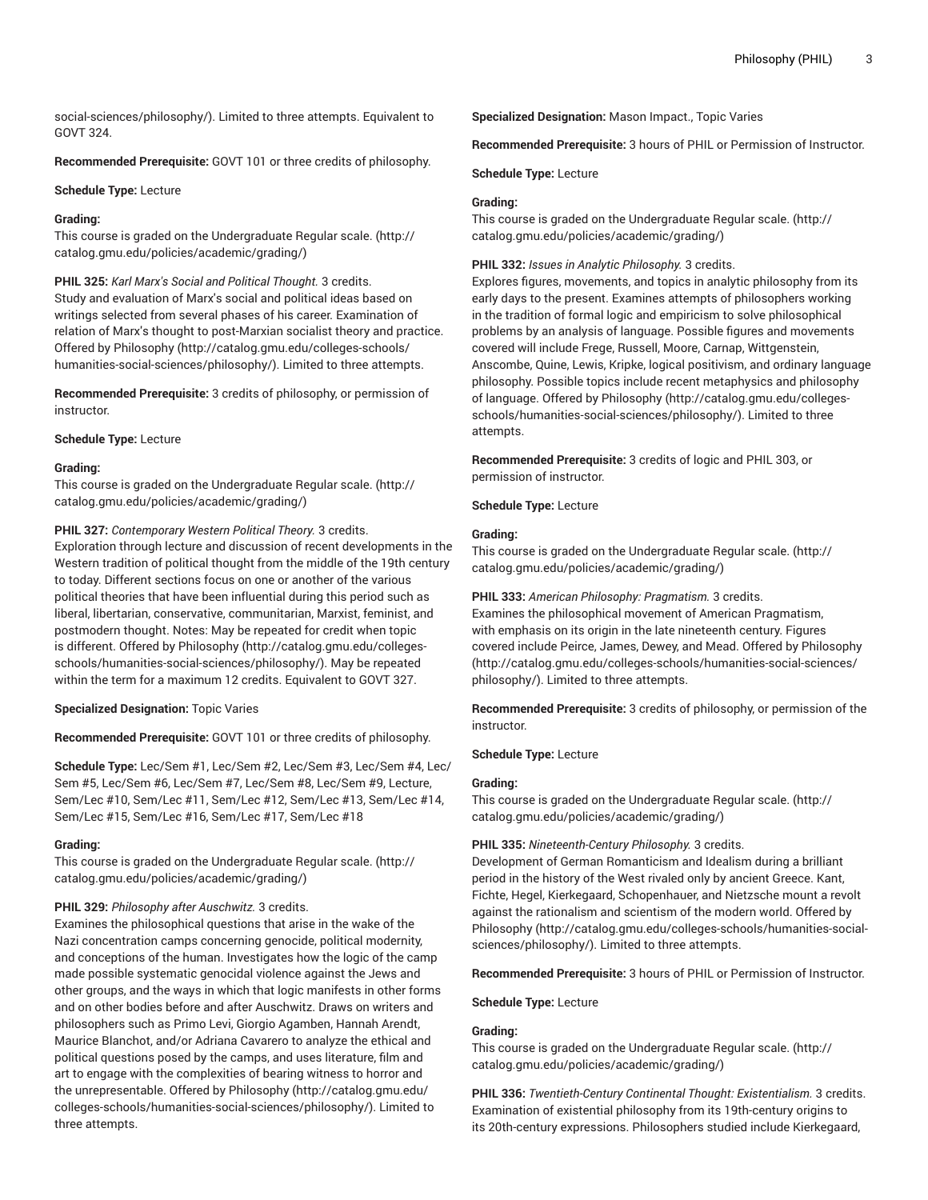social-sciences/philosophy/). Limited to three attempts. Equivalent to GOVT 324.

**Recommended Prerequisite:** GOVT 101 or three credits of philosophy.

**Schedule Type:** Lecture

**Grading:**
This course is graded on the Undergraduate Regular scale. (http://catalog.gmu.edu/policies/academic/grading/)

**PHIL 325:** *Karl Marx's Social and Political Thought.* 3 credits.
Study and evaluation of Marx's social and political ideas based on writings selected from several phases of his career. Examination of relation of Marx's thought to post-Marxian socialist theory and practice. Offered by Philosophy (http://catalog.gmu.edu/colleges-schools/humanities-social-sciences/philosophy/). Limited to three attempts.

**Recommended Prerequisite:** 3 credits of philosophy, or permission of instructor.

**Schedule Type:** Lecture

**Grading:**
This course is graded on the Undergraduate Regular scale. (http://catalog.gmu.edu/policies/academic/grading/)

**PHIL 327:** *Contemporary Western Political Theory.* 3 credits.
Exploration through lecture and discussion of recent developments in the Western tradition of political thought from the middle of the 19th century to today. Different sections focus on one or another of the various political theories that have been influential during this period such as liberal, libertarian, conservative, communitarian, Marxist, feminist, and postmodern thought. Notes: May be repeated for credit when topic is different. Offered by Philosophy (http://catalog.gmu.edu/colleges-schools/humanities-social-sciences/philosophy/). May be repeated within the term for a maximum 12 credits. Equivalent to GOVT 327.

**Specialized Designation:** Topic Varies

**Recommended Prerequisite:** GOVT 101 or three credits of philosophy.

**Schedule Type:** Lec/Sem #1, Lec/Sem #2, Lec/Sem #3, Lec/Sem #4, Lec/Sem #5, Lec/Sem #6, Lec/Sem #7, Lec/Sem #8, Lec/Sem #9, Lecture, Sem/Lec #10, Sem/Lec #11, Sem/Lec #12, Sem/Lec #13, Sem/Lec #14, Sem/Lec #15, Sem/Lec #16, Sem/Lec #17, Sem/Lec #18

**Grading:**
This course is graded on the Undergraduate Regular scale. (http://catalog.gmu.edu/policies/academic/grading/)

**PHIL 329:** *Philosophy after Auschwitz.* 3 credits.
Examines the philosophical questions that arise in the wake of the Nazi concentration camps concerning genocide, political modernity, and conceptions of the human. Investigates how the logic of the camp made possible systematic genocidal violence against the Jews and other groups, and the ways in which that logic manifests in other forms and on other bodies before and after Auschwitz. Draws on writers and philosophers such as Primo Levi, Giorgio Agamben, Hannah Arendt, Maurice Blanchot, and/or Adriana Cavarero to analyze the ethical and political questions posed by the camps, and uses literature, film and art to engage with the complexities of bearing witness to horror and the unrepresentable. Offered by Philosophy (http://catalog.gmu.edu/colleges-schools/humanities-social-sciences/philosophy/). Limited to three attempts.

**Specialized Designation:** Mason Impact., Topic Varies

**Recommended Prerequisite:** 3 hours of PHIL or Permission of Instructor.

**Schedule Type:** Lecture

**Grading:**
This course is graded on the Undergraduate Regular scale. (http://catalog.gmu.edu/policies/academic/grading/)

**PHIL 332:** *Issues in Analytic Philosophy.* 3 credits.
Explores figures, movements, and topics in analytic philosophy from its early days to the present. Examines attempts of philosophers working in the tradition of formal logic and empiricism to solve philosophical problems by an analysis of language. Possible figures and movements covered will include Frege, Russell, Moore, Carnap, Wittgenstein, Anscombe, Quine, Lewis, Kripke, logical positivism, and ordinary language philosophy. Possible topics include recent metaphysics and philosophy of language. Offered by Philosophy (http://catalog.gmu.edu/colleges-schools/humanities-social-sciences/philosophy/). Limited to three attempts.

**Recommended Prerequisite:** 3 credits of logic and PHIL 303, or permission of instructor.

**Schedule Type:** Lecture

**Grading:**
This course is graded on the Undergraduate Regular scale. (http://catalog.gmu.edu/policies/academic/grading/)

**PHIL 333:** *American Philosophy: Pragmatism.* 3 credits.
Examines the philosophical movement of American Pragmatism, with emphasis on its origin in the late nineteenth century. Figures covered include Peirce, James, Dewey, and Mead. Offered by Philosophy (http://catalog.gmu.edu/colleges-schools/humanities-social-sciences/philosophy/). Limited to three attempts.

**Recommended Prerequisite:** 3 credits of philosophy, or permission of the instructor.

**Schedule Type:** Lecture

**Grading:**
This course is graded on the Undergraduate Regular scale. (http://catalog.gmu.edu/policies/academic/grading/)

**PHIL 335:** *Nineteenth-Century Philosophy.* 3 credits.
Development of German Romanticism and Idealism during a brilliant period in the history of the West rivaled only by ancient Greece. Kant, Fichte, Hegel, Kierkegaard, Schopenhauer, and Nietzsche mount a revolt against the rationalism and scientism of the modern world. Offered by Philosophy (http://catalog.gmu.edu/colleges-schools/humanities-social-sciences/philosophy/). Limited to three attempts.

**Recommended Prerequisite:** 3 hours of PHIL or Permission of Instructor.

**Schedule Type:** Lecture

**Grading:**
This course is graded on the Undergraduate Regular scale. (http://catalog.gmu.edu/policies/academic/grading/)

**PHIL 336:** *Twentieth-Century Continental Thought: Existentialism.* 3 credits.
Examination of existential philosophy from its 19th-century origins to its 20th-century expressions. Philosophers studied include Kierkegaard,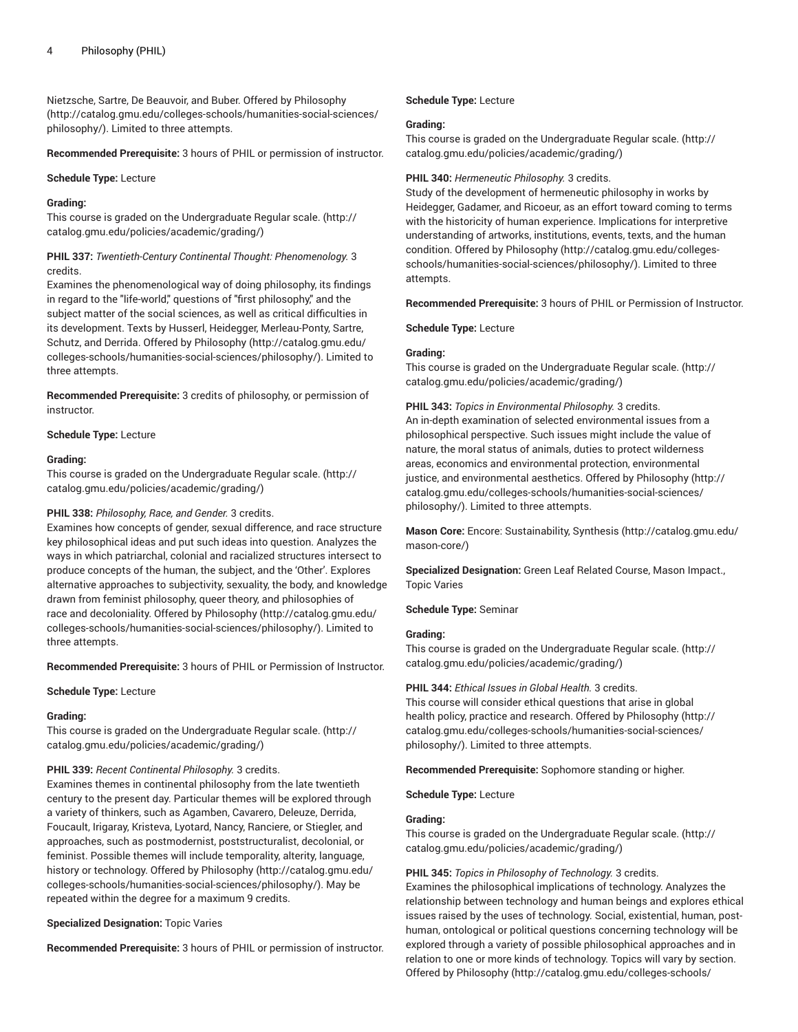Nietzsche, Sartre, De Beauvoir, and Buber. Offered by Philosophy (http://catalog.gmu.edu/colleges-schools/humanities-social-sciences/philosophy/). Limited to three attempts.

**Recommended Prerequisite:** 3 hours of PHIL or permission of instructor.

**Schedule Type:** Lecture

**Grading:**
This course is graded on the Undergraduate Regular scale. (http://catalog.gmu.edu/policies/academic/grading/)

**PHIL 337:** *Twentieth-Century Continental Thought: Phenomenology.* 3 credits.
Examines the phenomenological way of doing philosophy, its findings in regard to the "life-world," questions of "first philosophy," and the subject matter of the social sciences, as well as critical difficulties in its development. Texts by Husserl, Heidegger, Merleau-Ponty, Sartre, Schutz, and Derrida. Offered by Philosophy (http://catalog.gmu.edu/colleges-schools/humanities-social-sciences/philosophy/). Limited to three attempts.

**Recommended Prerequisite:** 3 credits of philosophy, or permission of instructor.

**Schedule Type:** Lecture

**Grading:**
This course is graded on the Undergraduate Regular scale. (http://catalog.gmu.edu/policies/academic/grading/)

**PHIL 338:** *Philosophy, Race, and Gender.* 3 credits.
Examines how concepts of gender, sexual difference, and race structure key philosophical ideas and put such ideas into question. Analyzes the ways in which patriarchal, colonial and racialized structures intersect to produce concepts of the human, the subject, and the 'Other'. Explores alternative approaches to subjectivity, sexuality, the body, and knowledge drawn from feminist philosophy, queer theory, and philosophies of race and decoloniality. Offered by Philosophy (http://catalog.gmu.edu/colleges-schools/humanities-social-sciences/philosophy/). Limited to three attempts.

**Recommended Prerequisite:** 3 hours of PHIL or Permission of Instructor.

**Schedule Type:** Lecture

**Grading:**
This course is graded on the Undergraduate Regular scale. (http://catalog.gmu.edu/policies/academic/grading/)

**PHIL 339:** *Recent Continental Philosophy.* 3 credits.
Examines themes in continental philosophy from the late twentieth century to the present day. Particular themes will be explored through a variety of thinkers, such as Agamben, Cavarero, Deleuze, Derrida, Foucault, Irigaray, Kristeva, Lyotard, Nancy, Ranciere, or Stiegler, and approaches, such as postmodernist, poststructuralist, decolonial, or feminist. Possible themes will include temporality, alterity, language, history or technology. Offered by Philosophy (http://catalog.gmu.edu/colleges-schools/humanities-social-sciences/philosophy/). May be repeated within the degree for a maximum 9 credits.

**Specialized Designation:** Topic Varies

**Recommended Prerequisite:** 3 hours of PHIL or permission of instructor.

**Schedule Type:** Lecture

**Grading:**
This course is graded on the Undergraduate Regular scale. (http://catalog.gmu.edu/policies/academic/grading/)

**PHIL 340:** *Hermeneutic Philosophy.* 3 credits.
Study of the development of hermeneutic philosophy in works by Heidegger, Gadamer, and Ricoeur, as an effort toward coming to terms with the historicity of human experience. Implications for interpretive understanding of artworks, institutions, events, texts, and the human condition. Offered by Philosophy (http://catalog.gmu.edu/colleges-schools/humanities-social-sciences/philosophy/). Limited to three attempts.

**Recommended Prerequisite:** 3 hours of PHIL or Permission of Instructor.

**Schedule Type:** Lecture

**Grading:**
This course is graded on the Undergraduate Regular scale. (http://catalog.gmu.edu/policies/academic/grading/)

**PHIL 343:** *Topics in Environmental Philosophy.* 3 credits.
An in-depth examination of selected environmental issues from a philosophical perspective. Such issues might include the value of nature, the moral status of animals, duties to protect wilderness areas, economics and environmental protection, environmental justice, and environmental aesthetics. Offered by Philosophy (http://catalog.gmu.edu/colleges-schools/humanities-social-sciences/philosophy/). Limited to three attempts.

**Mason Core:** Encore: Sustainability, Synthesis (http://catalog.gmu.edu/mason-core/)

**Specialized Designation:** Green Leaf Related Course, Mason Impact., Topic Varies

**Schedule Type:** Seminar

**Grading:**
This course is graded on the Undergraduate Regular scale. (http://catalog.gmu.edu/policies/academic/grading/)

**PHIL 344:** *Ethical Issues in Global Health.* 3 credits.
This course will consider ethical questions that arise in global health policy, practice and research. Offered by Philosophy (http://catalog.gmu.edu/colleges-schools/humanities-social-sciences/philosophy/). Limited to three attempts.

**Recommended Prerequisite:** Sophomore standing or higher.

**Schedule Type:** Lecture

**Grading:**
This course is graded on the Undergraduate Regular scale. (http://catalog.gmu.edu/policies/academic/grading/)

**PHIL 345:** *Topics in Philosophy of Technology.* 3 credits.
Examines the philosophical implications of technology. Analyzes the relationship between technology and human beings and explores ethical issues raised by the uses of technology. Social, existential, human, post-human, ontological or political questions concerning technology will be explored through a variety of possible philosophical approaches and in relation to one or more kinds of technology. Topics will vary by section. Offered by Philosophy (http://catalog.gmu.edu/colleges-schools/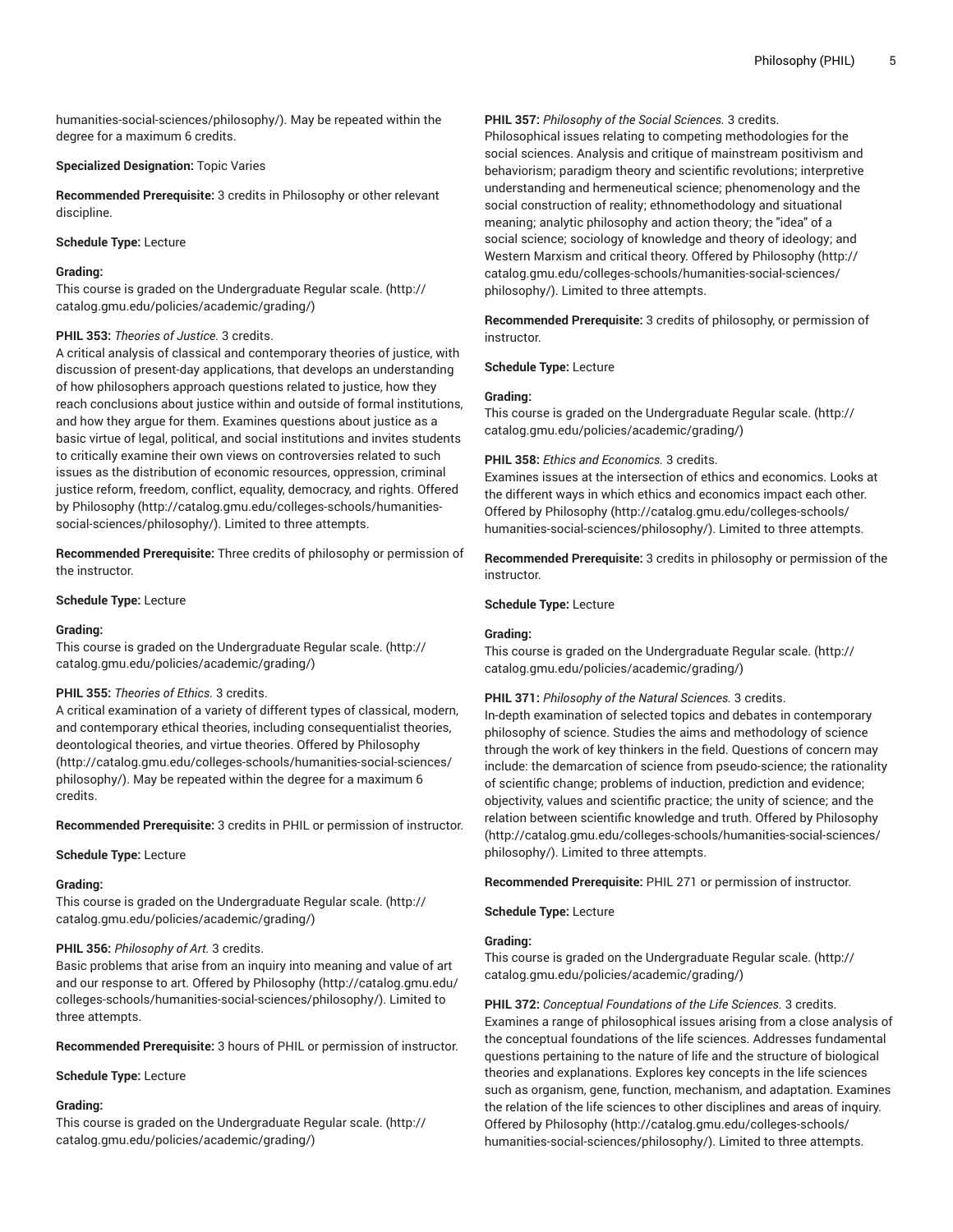humanities-social-sciences/philosophy/). May be repeated within the degree for a maximum 6 credits.

**Specialized Designation:** Topic Varies

**Recommended Prerequisite:** 3 credits in Philosophy or other relevant discipline.

**Schedule Type:** Lecture

**Grading:**
This course is graded on the Undergraduate Regular scale. (http://catalog.gmu.edu/policies/academic/grading/)

**PHIL 353:** *Theories of Justice.* 3 credits.
A critical analysis of classical and contemporary theories of justice, with discussion of present-day applications, that develops an understanding of how philosophers approach questions related to justice, how they reach conclusions about justice within and outside of formal institutions, and how they argue for them. Examines questions about justice as a basic virtue of legal, political, and social institutions and invites students to critically examine their own views on controversies related to such issues as the distribution of economic resources, oppression, criminal justice reform, freedom, conflict, equality, democracy, and rights. Offered by Philosophy (http://catalog.gmu.edu/colleges-schools/humanities-social-sciences/philosophy/). Limited to three attempts.

**Recommended Prerequisite:** Three credits of philosophy or permission of the instructor.

**Schedule Type:** Lecture

**Grading:**
This course is graded on the Undergraduate Regular scale. (http://catalog.gmu.edu/policies/academic/grading/)

**PHIL 355:** *Theories of Ethics.* 3 credits.
A critical examination of a variety of different types of classical, modern, and contemporary ethical theories, including consequentialist theories, deontological theories, and virtue theories. Offered by Philosophy (http://catalog.gmu.edu/colleges-schools/humanities-social-sciences/philosophy/). May be repeated within the degree for a maximum 6 credits.

**Recommended Prerequisite:** 3 credits in PHIL or permission of instructor.

**Schedule Type:** Lecture

**Grading:**
This course is graded on the Undergraduate Regular scale. (http://catalog.gmu.edu/policies/academic/grading/)

**PHIL 356:** *Philosophy of Art.* 3 credits.
Basic problems that arise from an inquiry into meaning and value of art and our response to art. Offered by Philosophy (http://catalog.gmu.edu/colleges-schools/humanities-social-sciences/philosophy/). Limited to three attempts.

**Recommended Prerequisite:** 3 hours of PHIL or permission of instructor.

**Schedule Type:** Lecture

**Grading:**
This course is graded on the Undergraduate Regular scale. (http://catalog.gmu.edu/policies/academic/grading/)

**PHIL 357:** *Philosophy of the Social Sciences.* 3 credits.
Philosophical issues relating to competing methodologies for the social sciences. Analysis and critique of mainstream positivism and behaviorism; paradigm theory and scientific revolutions; interpretive understanding and hermeneutical science; phenomenology and the social construction of reality; ethnomethodology and situational meaning; analytic philosophy and action theory; the "idea" of a social science; sociology of knowledge and theory of ideology; and Western Marxism and critical theory. Offered by Philosophy (http://catalog.gmu.edu/colleges-schools/humanities-social-sciences/philosophy/). Limited to three attempts.

**Recommended Prerequisite:** 3 credits of philosophy, or permission of instructor.

**Schedule Type:** Lecture

**Grading:**
This course is graded on the Undergraduate Regular scale. (http://catalog.gmu.edu/policies/academic/grading/)

**PHIL 358:** *Ethics and Economics.* 3 credits.
Examines issues at the intersection of ethics and economics. Looks at the different ways in which ethics and economics impact each other. Offered by Philosophy (http://catalog.gmu.edu/colleges-schools/humanities-social-sciences/philosophy/). Limited to three attempts.

**Recommended Prerequisite:** 3 credits in philosophy or permission of the instructor.

**Schedule Type:** Lecture

**Grading:**
This course is graded on the Undergraduate Regular scale. (http://catalog.gmu.edu/policies/academic/grading/)

**PHIL 371:** *Philosophy of the Natural Sciences.* 3 credits.
In-depth examination of selected topics and debates in contemporary philosophy of science. Studies the aims and methodology of science through the work of key thinkers in the field. Questions of concern may include: the demarcation of science from pseudo-science; the rationality of scientific change; problems of induction, prediction and evidence; objectivity, values and scientific practice; the unity of science; and the relation between scientific knowledge and truth. Offered by Philosophy (http://catalog.gmu.edu/colleges-schools/humanities-social-sciences/philosophy/). Limited to three attempts.

**Recommended Prerequisite:** PHIL 271 or permission of instructor.

**Schedule Type:** Lecture

**Grading:**
This course is graded on the Undergraduate Regular scale. (http://catalog.gmu.edu/policies/academic/grading/)

**PHIL 372:** *Conceptual Foundations of the Life Sciences.* 3 credits.
Examines a range of philosophical issues arising from a close analysis of the conceptual foundations of the life sciences. Addresses fundamental questions pertaining to the nature of life and the structure of biological theories and explanations. Explores key concepts in the life sciences such as organism, gene, function, mechanism, and adaptation. Examines the relation of the life sciences to other disciplines and areas of inquiry. Offered by Philosophy (http://catalog.gmu.edu/colleges-schools/humanities-social-sciences/philosophy/). Limited to three attempts.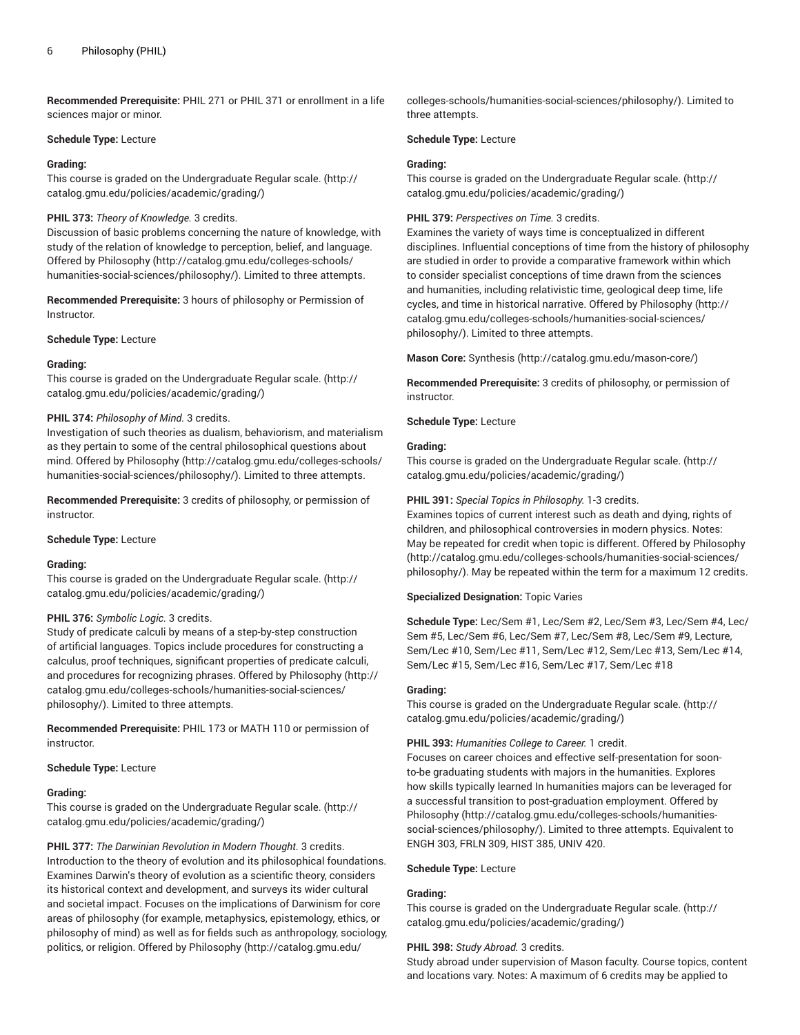**Recommended Prerequisite:** PHIL 271 or PHIL 371 or enrollment in a life sciences major or minor.

**Schedule Type:** Lecture

**Grading:**
This course is graded on the Undergraduate Regular scale. (http://catalog.gmu.edu/policies/academic/grading/)

**PHIL 373:** *Theory of Knowledge.* 3 credits.
Discussion of basic problems concerning the nature of knowledge, with study of the relation of knowledge to perception, belief, and language. Offered by Philosophy (http://catalog.gmu.edu/colleges-schools/humanities-social-sciences/philosophy/). Limited to three attempts.

**Recommended Prerequisite:** 3 hours of philosophy or Permission of Instructor.

**Schedule Type:** Lecture

**Grading:**
This course is graded on the Undergraduate Regular scale. (http://catalog.gmu.edu/policies/academic/grading/)

**PHIL 374:** *Philosophy of Mind.* 3 credits.
Investigation of such theories as dualism, behaviorism, and materialism as they pertain to some of the central philosophical questions about mind. Offered by Philosophy (http://catalog.gmu.edu/colleges-schools/humanities-social-sciences/philosophy/). Limited to three attempts.

**Recommended Prerequisite:** 3 credits of philosophy, or permission of instructor.

**Schedule Type:** Lecture

**Grading:**
This course is graded on the Undergraduate Regular scale. (http://catalog.gmu.edu/policies/academic/grading/)

**PHIL 376:** *Symbolic Logic.* 3 credits.
Study of predicate calculi by means of a step-by-step construction of artificial languages. Topics include procedures for constructing a calculus, proof techniques, significant properties of predicate calculi, and procedures for recognizing phrases. Offered by Philosophy (http://catalog.gmu.edu/colleges-schools/humanities-social-sciences/philosophy/). Limited to three attempts.

**Recommended Prerequisite:** PHIL 173 or MATH 110 or permission of instructor.

**Schedule Type:** Lecture

**Grading:**
This course is graded on the Undergraduate Regular scale. (http://catalog.gmu.edu/policies/academic/grading/)

**PHIL 377:** *The Darwinian Revolution in Modern Thought.* 3 credits.
Introduction to the theory of evolution and its philosophical foundations. Examines Darwin's theory of evolution as a scientific theory, considers its historical context and development, and surveys its wider cultural and societal impact. Focuses on the implications of Darwinism for core areas of philosophy (for example, metaphysics, epistemology, ethics, or philosophy of mind) as well as for fields such as anthropology, sociology, politics, or religion. Offered by Philosophy (http://catalog.gmu.edu/colleges-schools/humanities-social-sciences/philosophy/). Limited to three attempts.

**Schedule Type:** Lecture

**Grading:**
This course is graded on the Undergraduate Regular scale. (http://catalog.gmu.edu/policies/academic/grading/)

**PHIL 379:** *Perspectives on Time.* 3 credits.
Examines the variety of ways time is conceptualized in different disciplines. Influential conceptions of time from the history of philosophy are studied in order to provide a comparative framework within which to consider specialist conceptions of time drawn from the sciences and humanities, including relativistic time, geological deep time, life cycles, and time in historical narrative. Offered by Philosophy (http://catalog.gmu.edu/colleges-schools/humanities-social-sciences/philosophy/). Limited to three attempts.

**Mason Core:** Synthesis (http://catalog.gmu.edu/mason-core/)

**Recommended Prerequisite:** 3 credits of philosophy, or permission of instructor.

**Schedule Type:** Lecture

**Grading:**
This course is graded on the Undergraduate Regular scale. (http://catalog.gmu.edu/policies/academic/grading/)

**PHIL 391:** *Special Topics in Philosophy.* 1-3 credits.
Examines topics of current interest such as death and dying, rights of children, and philosophical controversies in modern physics. Notes: May be repeated for credit when topic is different. Offered by Philosophy (http://catalog.gmu.edu/colleges-schools/humanities-social-sciences/philosophy/). May be repeated within the term for a maximum 12 credits.

**Specialized Designation:** Topic Varies

**Schedule Type:** Lec/Sem #1, Lec/Sem #2, Lec/Sem #3, Lec/Sem #4, Lec/Sem #5, Lec/Sem #6, Lec/Sem #7, Lec/Sem #8, Lec/Sem #9, Lecture, Sem/Lec #10, Sem/Lec #11, Sem/Lec #12, Sem/Lec #13, Sem/Lec #14, Sem/Lec #15, Sem/Lec #16, Sem/Lec #17, Sem/Lec #18

**Grading:**
This course is graded on the Undergraduate Regular scale. (http://catalog.gmu.edu/policies/academic/grading/)

**PHIL 393:** *Humanities College to Career.* 1 credit.
Focuses on career choices and effective self-presentation for soon-to-be graduating students with majors in the humanities. Explores how skills typically learned In humanities majors can be leveraged for a successful transition to post-graduation employment. Offered by Philosophy (http://catalog.gmu.edu/colleges-schools/humanities-social-sciences/philosophy/). Limited to three attempts. Equivalent to ENGH 303, FRLN 309, HIST 385, UNIV 420.

**Schedule Type:** Lecture

**Grading:**
This course is graded on the Undergraduate Regular scale. (http://catalog.gmu.edu/policies/academic/grading/)

**PHIL 398:** *Study Abroad.* 3 credits.
Study abroad under supervision of Mason faculty. Course topics, content and locations vary. Notes: A maximum of 6 credits may be applied to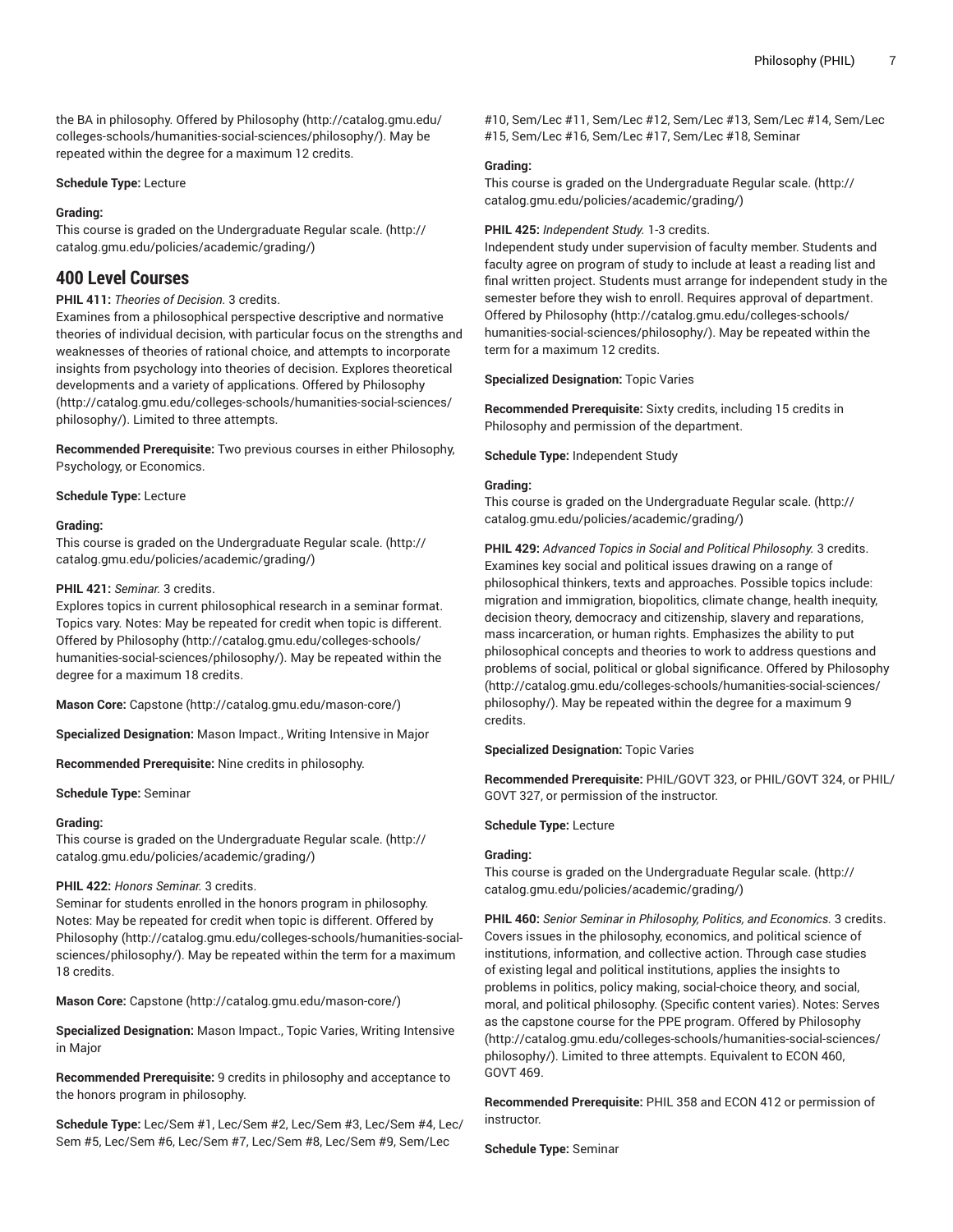the BA in philosophy. Offered by Philosophy (http://catalog.gmu.edu/colleges-schools/humanities-social-sciences/philosophy/). May be repeated within the degree for a maximum 12 credits.

**Schedule Type:** Lecture

**Grading:**
This course is graded on the Undergraduate Regular scale. (http://catalog.gmu.edu/policies/academic/grading/)

## 400 Level Courses

**PHIL 411:** *Theories of Decision.* 3 credits.
Examines from a philosophical perspective descriptive and normative theories of individual decision, with particular focus on the strengths and weaknesses of theories of rational choice, and attempts to incorporate insights from psychology into theories of decision. Explores theoretical developments and a variety of applications. Offered by Philosophy (http://catalog.gmu.edu/colleges-schools/humanities-social-sciences/philosophy/). Limited to three attempts.

**Recommended Prerequisite:** Two previous courses in either Philosophy, Psychology, or Economics.

**Schedule Type:** Lecture

**Grading:**
This course is graded on the Undergraduate Regular scale. (http://catalog.gmu.edu/policies/academic/grading/)

**PHIL 421:** *Seminar.* 3 credits.
Explores topics in current philosophical research in a seminar format. Topics vary. Notes: May be repeated for credit when topic is different. Offered by Philosophy (http://catalog.gmu.edu/colleges-schools/humanities-social-sciences/philosophy/). May be repeated within the degree for a maximum 18 credits.

**Mason Core:** Capstone (http://catalog.gmu.edu/mason-core/)

**Specialized Designation:** Mason Impact., Writing Intensive in Major

**Recommended Prerequisite:** Nine credits in philosophy.

**Schedule Type:** Seminar

**Grading:**
This course is graded on the Undergraduate Regular scale. (http://catalog.gmu.edu/policies/academic/grading/)

**PHIL 422:** *Honors Seminar.* 3 credits.
Seminar for students enrolled in the honors program in philosophy. Notes: May be repeated for credit when topic is different. Offered by Philosophy (http://catalog.gmu.edu/colleges-schools/humanities-social-sciences/philosophy/). May be repeated within the term for a maximum 18 credits.

**Mason Core:** Capstone (http://catalog.gmu.edu/mason-core/)

**Specialized Designation:** Mason Impact., Topic Varies, Writing Intensive in Major

**Recommended Prerequisite:** 9 credits in philosophy and acceptance to the honors program in philosophy.

**Schedule Type:** Lec/Sem #1, Lec/Sem #2, Lec/Sem #3, Lec/Sem #4, Lec/Sem #5, Lec/Sem #6, Lec/Sem #7, Lec/Sem #8, Lec/Sem #9, Sem/Lec #10, Sem/Lec #11, Sem/Lec #12, Sem/Lec #13, Sem/Lec #14, Sem/Lec #15, Sem/Lec #16, Sem/Lec #17, Sem/Lec #18, Seminar

**Grading:**
This course is graded on the Undergraduate Regular scale. (http://catalog.gmu.edu/policies/academic/grading/)

**PHIL 425:** *Independent Study.* 1-3 credits.
Independent study under supervision of faculty member. Students and faculty agree on program of study to include at least a reading list and final written project. Students must arrange for independent study in the semester before they wish to enroll. Requires approval of department. Offered by Philosophy (http://catalog.gmu.edu/colleges-schools/humanities-social-sciences/philosophy/). May be repeated within the term for a maximum 12 credits.

**Specialized Designation:** Topic Varies

**Recommended Prerequisite:** Sixty credits, including 15 credits in Philosophy and permission of the department.

**Schedule Type:** Independent Study

**Grading:**
This course is graded on the Undergraduate Regular scale. (http://catalog.gmu.edu/policies/academic/grading/)

**PHIL 429:** *Advanced Topics in Social and Political Philosophy.* 3 credits.
Examines key social and political issues drawing on a range of philosophical thinkers, texts and approaches. Possible topics include: migration and immigration, biopolitics, climate change, health inequity, decision theory, democracy and citizenship, slavery and reparations, mass incarceration, or human rights. Emphasizes the ability to put philosophical concepts and theories to work to address questions and problems of social, political or global significance. Offered by Philosophy (http://catalog.gmu.edu/colleges-schools/humanities-social-sciences/philosophy/). May be repeated within the degree for a maximum 9 credits.

**Specialized Designation:** Topic Varies

**Recommended Prerequisite:** PHIL/GOVT 323, or PHIL/GOVT 324, or PHIL/GOVT 327, or permission of the instructor.

**Schedule Type:** Lecture

**Grading:**
This course is graded on the Undergraduate Regular scale. (http://catalog.gmu.edu/policies/academic/grading/)

**PHIL 460:** *Senior Seminar in Philosophy, Politics, and Economics.* 3 credits.
Covers issues in the philosophy, economics, and political science of institutions, information, and collective action. Through case studies of existing legal and political institutions, applies the insights to problems in politics, policy making, social-choice theory, and social, moral, and political philosophy. (Specific content varies). Notes: Serves as the capstone course for the PPE program. Offered by Philosophy (http://catalog.gmu.edu/colleges-schools/humanities-social-sciences/philosophy/). Limited to three attempts. Equivalent to ECON 460, GOVT 469.

**Recommended Prerequisite:** PHIL 358 and ECON 412 or permission of instructor.

**Schedule Type:** Seminar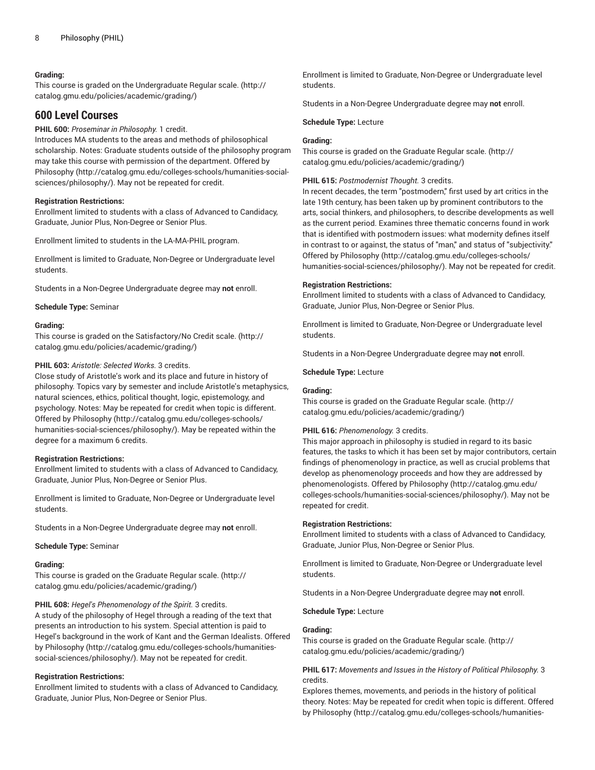**Grading:**
This course is graded on the Undergraduate Regular scale. (http://catalog.gmu.edu/policies/academic/grading/)

## 600 Level Courses

**PHIL 600:** *Proseminar in Philosophy.* 1 credit.
Introduces MA students to the areas and methods of philosophical scholarship. Notes: Graduate students outside of the philosophy program may take this course with permission of the department. Offered by Philosophy (http://catalog.gmu.edu/colleges-schools/humanities-social-sciences/philosophy/). May not be repeated for credit.

**Registration Restrictions:**
Enrollment limited to students with a class of Advanced to Candidacy, Graduate, Junior Plus, Non-Degree or Senior Plus.

Enrollment limited to students in the LA-MA-PHIL program.

Enrollment is limited to Graduate, Non-Degree or Undergraduate level students.

Students in a Non-Degree Undergraduate degree may **not** enroll.

**Schedule Type:** Seminar

**Grading:**
This course is graded on the Satisfactory/No Credit scale. (http://catalog.gmu.edu/policies/academic/grading/)

**PHIL 603:** *Aristotle: Selected Works.* 3 credits.
Close study of Aristotle's work and its place and future in history of philosophy. Topics vary by semester and include Aristotle's metaphysics, natural sciences, ethics, political thought, logic, epistemology, and psychology. Notes: May be repeated for credit when topic is different. Offered by Philosophy (http://catalog.gmu.edu/colleges-schools/humanities-social-sciences/philosophy/). May be repeated within the degree for a maximum 6 credits.

**Registration Restrictions:**
Enrollment limited to students with a class of Advanced to Candidacy, Graduate, Junior Plus, Non-Degree or Senior Plus.

Enrollment is limited to Graduate, Non-Degree or Undergraduate level students.

Students in a Non-Degree Undergraduate degree may **not** enroll.

**Schedule Type:** Seminar

**Grading:**
This course is graded on the Graduate Regular scale. (http://catalog.gmu.edu/policies/academic/grading/)

**PHIL 608:** *Hegel's Phenomenology of the Spirit.* 3 credits.
A study of the philosophy of Hegel through a reading of the text that presents an introduction to his system. Special attention is paid to Hegel's background in the work of Kant and the German Idealists. Offered by Philosophy (http://catalog.gmu.edu/colleges-schools/humanities-social-sciences/philosophy/). May not be repeated for credit.

**Registration Restrictions:**
Enrollment limited to students with a class of Advanced to Candidacy, Graduate, Junior Plus, Non-Degree or Senior Plus.

Enrollment is limited to Graduate, Non-Degree or Undergraduate level students.

Students in a Non-Degree Undergraduate degree may **not** enroll.

**Schedule Type:** Lecture

**Grading:**
This course is graded on the Graduate Regular scale. (http://catalog.gmu.edu/policies/academic/grading/)

**PHIL 615:** *Postmodernist Thought.* 3 credits.
In recent decades, the term "postmodern," first used by art critics in the late 19th century, has been taken up by prominent contributors to the arts, social thinkers, and philosophers, to describe developments as well as the current period. Examines three thematic concerns found in work that is identified with postmodern issues: what modernity defines itself in contrast to or against, the status of "man," and status of "subjectivity." Offered by Philosophy (http://catalog.gmu.edu/colleges-schools/humanities-social-sciences/philosophy/). May not be repeated for credit.

**Registration Restrictions:**
Enrollment limited to students with a class of Advanced to Candidacy, Graduate, Junior Plus, Non-Degree or Senior Plus.

Enrollment is limited to Graduate, Non-Degree or Undergraduate level students.

Students in a Non-Degree Undergraduate degree may **not** enroll.

**Schedule Type:** Lecture

**Grading:**
This course is graded on the Graduate Regular scale. (http://catalog.gmu.edu/policies/academic/grading/)

**PHIL 616:** *Phenomenology.* 3 credits.
This major approach in philosophy is studied in regard to its basic features, the tasks to which it has been set by major contributors, certain findings of phenomenology in practice, as well as crucial problems that develop as phenomenology proceeds and how they are addressed by phenomenologists. Offered by Philosophy (http://catalog.gmu.edu/colleges-schools/humanities-social-sciences/philosophy/). May not be repeated for credit.

**Registration Restrictions:**
Enrollment limited to students with a class of Advanced to Candidacy, Graduate, Junior Plus, Non-Degree or Senior Plus.

Enrollment is limited to Graduate, Non-Degree or Undergraduate level students.

Students in a Non-Degree Undergraduate degree may **not** enroll.

**Schedule Type:** Lecture

**Grading:**
This course is graded on the Graduate Regular scale. (http://catalog.gmu.edu/policies/academic/grading/)

**PHIL 617:** *Movements and Issues in the History of Political Philosophy.* 3 credits.
Explores themes, movements, and periods in the history of political theory. Notes: May be repeated for credit when topic is different. Offered by Philosophy (http://catalog.gmu.edu/colleges-schools/humanities-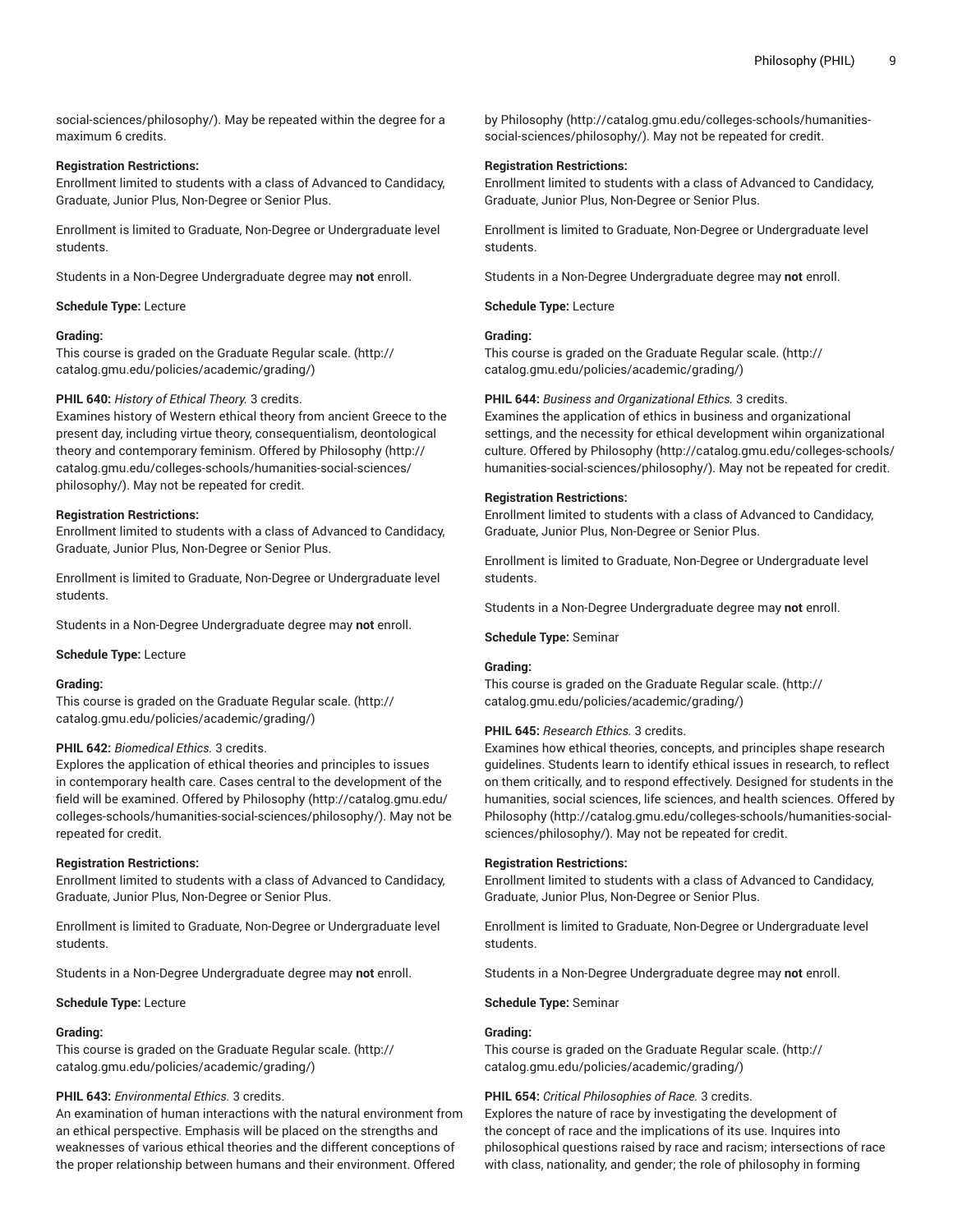social-sciences/philosophy/). May be repeated within the degree for a maximum 6 credits.

**Registration Restrictions:**
Enrollment limited to students with a class of Advanced to Candidacy, Graduate, Junior Plus, Non-Degree or Senior Plus.

Enrollment is limited to Graduate, Non-Degree or Undergraduate level students.

Students in a Non-Degree Undergraduate degree may **not** enroll.

**Schedule Type:** Lecture

**Grading:**
This course is graded on the Graduate Regular scale. (http://catalog.gmu.edu/policies/academic/grading/)

**PHIL 640:** *History of Ethical Theory.* 3 credits.
Examines history of Western ethical theory from ancient Greece to the present day, including virtue theory, consequentialism, deontological theory and contemporary feminism. Offered by Philosophy (http://catalog.gmu.edu/colleges-schools/humanities-social-sciences/philosophy/). May not be repeated for credit.

**Registration Restrictions:**
Enrollment limited to students with a class of Advanced to Candidacy, Graduate, Junior Plus, Non-Degree or Senior Plus.

Enrollment is limited to Graduate, Non-Degree or Undergraduate level students.

Students in a Non-Degree Undergraduate degree may **not** enroll.

**Schedule Type:** Lecture

**Grading:**
This course is graded on the Graduate Regular scale. (http://catalog.gmu.edu/policies/academic/grading/)

**PHIL 642:** *Biomedical Ethics.* 3 credits.
Explores the application of ethical theories and principles to issues in contemporary health care. Cases central to the development of the field will be examined. Offered by Philosophy (http://catalog.gmu.edu/colleges-schools/humanities-social-sciences/philosophy/). May not be repeated for credit.

**Registration Restrictions:**
Enrollment limited to students with a class of Advanced to Candidacy, Graduate, Junior Plus, Non-Degree or Senior Plus.

Enrollment is limited to Graduate, Non-Degree or Undergraduate level students.

Students in a Non-Degree Undergraduate degree may **not** enroll.

**Schedule Type:** Lecture

**Grading:**
This course is graded on the Graduate Regular scale. (http://catalog.gmu.edu/policies/academic/grading/)

**PHIL 643:** *Environmental Ethics.* 3 credits.
An examination of human interactions with the natural environment from an ethical perspective. Emphasis will be placed on the strengths and weaknesses of various ethical theories and the different conceptions of the proper relationship between humans and their environment. Offered by Philosophy (http://catalog.gmu.edu/colleges-schools/humanities-social-sciences/philosophy/). May not be repeated for credit.

**Registration Restrictions:**
Enrollment limited to students with a class of Advanced to Candidacy, Graduate, Junior Plus, Non-Degree or Senior Plus.

Enrollment is limited to Graduate, Non-Degree or Undergraduate level students.

Students in a Non-Degree Undergraduate degree may **not** enroll.

**Schedule Type:** Lecture

**Grading:**
This course is graded on the Graduate Regular scale. (http://catalog.gmu.edu/policies/academic/grading/)

**PHIL 644:** *Business and Organizational Ethics.* 3 credits.
Examines the application of ethics in business and organizational settings, and the necessity for ethical development wihin organizational culture. Offered by Philosophy (http://catalog.gmu.edu/colleges-schools/humanities-social-sciences/philosophy/). May not be repeated for credit.

**Registration Restrictions:**
Enrollment limited to students with a class of Advanced to Candidacy, Graduate, Junior Plus, Non-Degree or Senior Plus.

Enrollment is limited to Graduate, Non-Degree or Undergraduate level students.

Students in a Non-Degree Undergraduate degree may **not** enroll.

**Schedule Type:** Seminar

**Grading:**
This course is graded on the Graduate Regular scale. (http://catalog.gmu.edu/policies/academic/grading/)

**PHIL 645:** *Research Ethics.* 3 credits.
Examines how ethical theories, concepts, and principles shape research guidelines. Students learn to identify ethical issues in research, to reflect on them critically, and to respond effectively. Designed for students in the humanities, social sciences, life sciences, and health sciences. Offered by Philosophy (http://catalog.gmu.edu/colleges-schools/humanities-social-sciences/philosophy/). May not be repeated for credit.

**Registration Restrictions:**
Enrollment limited to students with a class of Advanced to Candidacy, Graduate, Junior Plus, Non-Degree or Senior Plus.

Enrollment is limited to Graduate, Non-Degree or Undergraduate level students.

Students in a Non-Degree Undergraduate degree may **not** enroll.

**Schedule Type:** Seminar

**Grading:**
This course is graded on the Graduate Regular scale. (http://catalog.gmu.edu/policies/academic/grading/)

**PHIL 654:** *Critical Philosophies of Race.* 3 credits.
Explores the nature of race by investigating the development of the concept of race and the implications of its use. Inquires into philosophical questions raised by race and racism; intersections of race with class, nationality, and gender; the role of philosophy in forming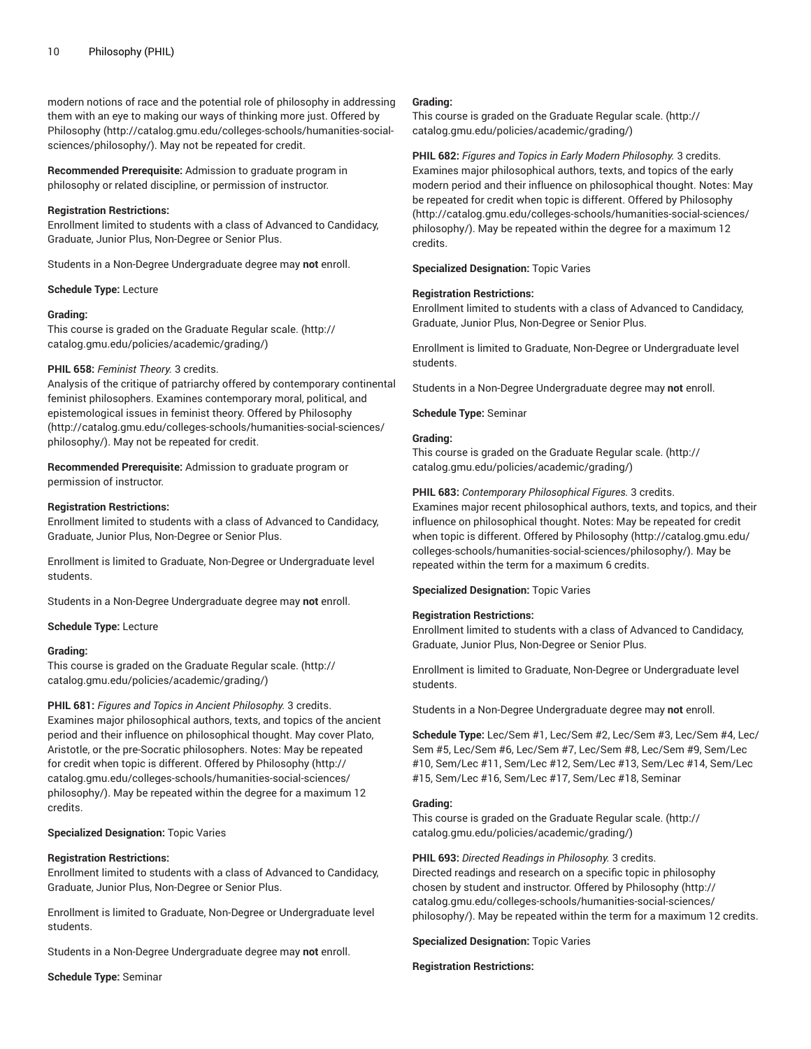modern notions of race and the potential role of philosophy in addressing them with an eye to making our ways of thinking more just. Offered by Philosophy (http://catalog.gmu.edu/colleges-schools/humanities-social-sciences/philosophy/). May not be repeated for credit.

**Recommended Prerequisite:** Admission to graduate program in philosophy or related discipline, or permission of instructor.

**Registration Restrictions:**
Enrollment limited to students with a class of Advanced to Candidacy, Graduate, Junior Plus, Non-Degree or Senior Plus.

Students in a Non-Degree Undergraduate degree may **not** enroll.

**Schedule Type:** Lecture

**Grading:**
This course is graded on the Graduate Regular scale. (http://catalog.gmu.edu/policies/academic/grading/)

**PHIL 658:** *Feminist Theory.* 3 credits.
Analysis of the critique of patriarchy offered by contemporary continental feminist philosophers. Examines contemporary moral, political, and epistemological issues in feminist theory. Offered by Philosophy (http://catalog.gmu.edu/colleges-schools/humanities-social-sciences/philosophy/). May not be repeated for credit.

**Recommended Prerequisite:** Admission to graduate program or permission of instructor.

**Registration Restrictions:**
Enrollment limited to students with a class of Advanced to Candidacy, Graduate, Junior Plus, Non-Degree or Senior Plus.

Enrollment is limited to Graduate, Non-Degree or Undergraduate level students.

Students in a Non-Degree Undergraduate degree may **not** enroll.

**Schedule Type:** Lecture

**Grading:**
This course is graded on the Graduate Regular scale. (http://catalog.gmu.edu/policies/academic/grading/)

**PHIL 681:** *Figures and Topics in Ancient Philosophy.* 3 credits.
Examines major philosophical authors, texts, and topics of the ancient period and their influence on philosophical thought. May cover Plato, Aristotle, or the pre-Socratic philosophers. Notes: May be repeated for credit when topic is different. Offered by Philosophy (http://catalog.gmu.edu/colleges-schools/humanities-social-sciences/philosophy/). May be repeated within the degree for a maximum 12 credits.

**Specialized Designation:** Topic Varies

**Registration Restrictions:**
Enrollment limited to students with a class of Advanced to Candidacy, Graduate, Junior Plus, Non-Degree or Senior Plus.

Enrollment is limited to Graduate, Non-Degree or Undergraduate level students.

Students in a Non-Degree Undergraduate degree may **not** enroll.

**Schedule Type:** Seminar

**Grading:**
This course is graded on the Graduate Regular scale. (http://catalog.gmu.edu/policies/academic/grading/)

**PHIL 682:** *Figures and Topics in Early Modern Philosophy.* 3 credits.
Examines major philosophical authors, texts, and topics of the early modern period and their influence on philosophical thought. Notes: May be repeated for credit when topic is different. Offered by Philosophy (http://catalog.gmu.edu/colleges-schools/humanities-social-sciences/philosophy/). May be repeated within the degree for a maximum 12 credits.

**Specialized Designation:** Topic Varies

**Registration Restrictions:**
Enrollment limited to students with a class of Advanced to Candidacy, Graduate, Junior Plus, Non-Degree or Senior Plus.

Enrollment is limited to Graduate, Non-Degree or Undergraduate level students.

Students in a Non-Degree Undergraduate degree may **not** enroll.

**Schedule Type:** Seminar

**Grading:**
This course is graded on the Graduate Regular scale. (http://catalog.gmu.edu/policies/academic/grading/)

**PHIL 683:** *Contemporary Philosophical Figures.* 3 credits.
Examines major recent philosophical authors, texts, and topics, and their influence on philosophical thought. Notes: May be repeated for credit when topic is different. Offered by Philosophy (http://catalog.gmu.edu/colleges-schools/humanities-social-sciences/philosophy/). May be repeated within the term for a maximum 6 credits.

**Specialized Designation:** Topic Varies

**Registration Restrictions:**
Enrollment limited to students with a class of Advanced to Candidacy, Graduate, Junior Plus, Non-Degree or Senior Plus.

Enrollment is limited to Graduate, Non-Degree or Undergraduate level students.

Students in a Non-Degree Undergraduate degree may **not** enroll.

**Schedule Type:** Lec/Sem #1, Lec/Sem #2, Lec/Sem #3, Lec/Sem #4, Lec/Sem #5, Lec/Sem #6, Lec/Sem #7, Lec/Sem #8, Lec/Sem #9, Sem/Lec #10, Sem/Lec #11, Sem/Lec #12, Sem/Lec #13, Sem/Lec #14, Sem/Lec #15, Sem/Lec #16, Sem/Lec #17, Sem/Lec #18, Seminar

**Grading:**
This course is graded on the Graduate Regular scale. (http://catalog.gmu.edu/policies/academic/grading/)

**PHIL 693:** *Directed Readings in Philosophy.* 3 credits.
Directed readings and research on a specific topic in philosophy chosen by student and instructor. Offered by Philosophy (http://catalog.gmu.edu/colleges-schools/humanities-social-sciences/philosophy/). May be repeated within the term for a maximum 12 credits.

**Specialized Designation:** Topic Varies

**Registration Restrictions:**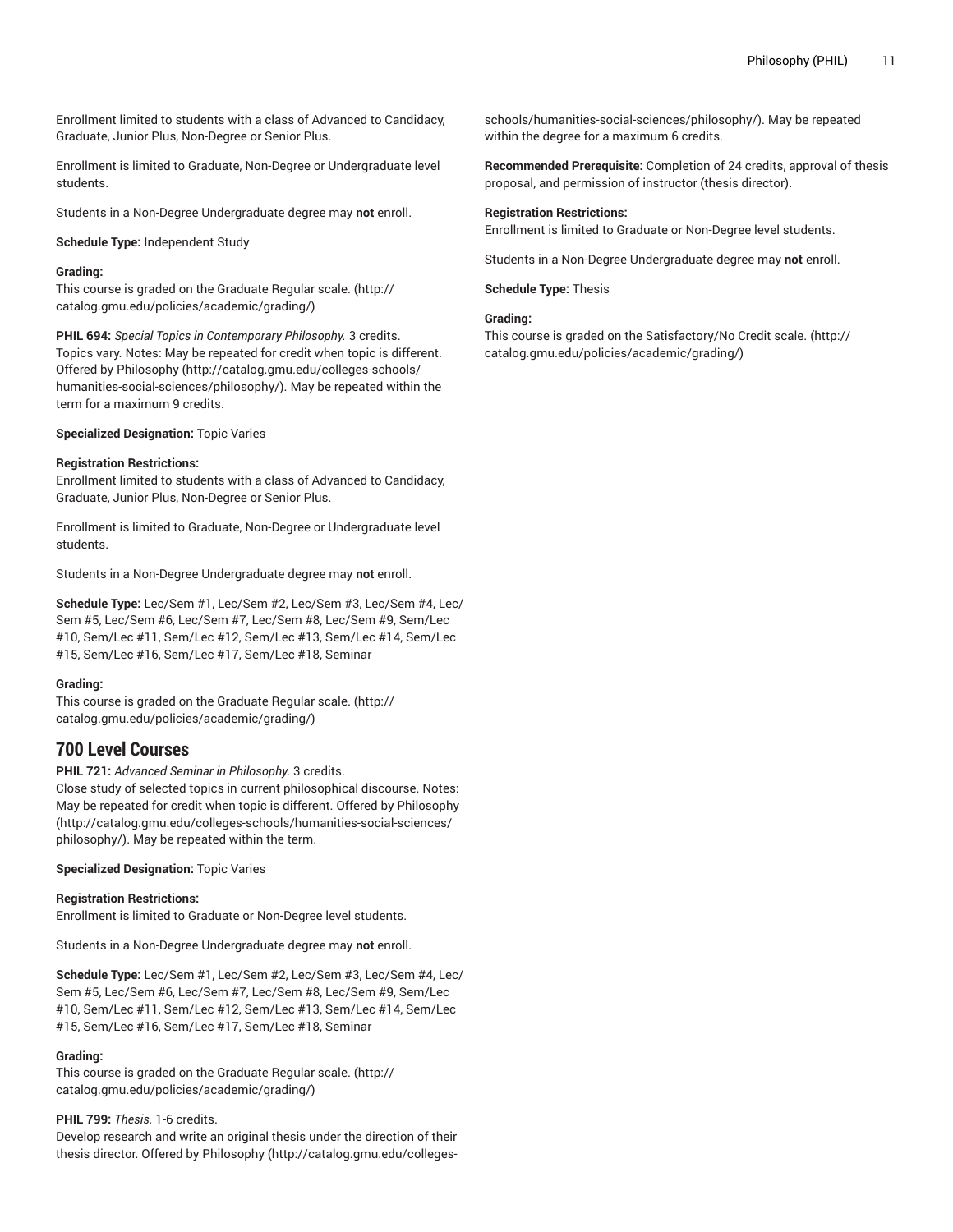Enrollment limited to students with a class of Advanced to Candidacy, Graduate, Junior Plus, Non-Degree or Senior Plus.

Enrollment is limited to Graduate, Non-Degree or Undergraduate level students.

Students in a Non-Degree Undergraduate degree may **not** enroll.

**Schedule Type:** Independent Study

**Grading:**
This course is graded on the Graduate Regular scale. (http://catalog.gmu.edu/policies/academic/grading/)

**PHIL 694:** *Special Topics in Contemporary Philosophy.* 3 credits.
Topics vary. Notes: May be repeated for credit when topic is different. Offered by Philosophy (http://catalog.gmu.edu/colleges-schools/humanities-social-sciences/philosophy/). May be repeated within the term for a maximum 9 credits.

**Specialized Designation:** Topic Varies

**Registration Restrictions:**
Enrollment limited to students with a class of Advanced to Candidacy, Graduate, Junior Plus, Non-Degree or Senior Plus.

Enrollment is limited to Graduate, Non-Degree or Undergraduate level students.

Students in a Non-Degree Undergraduate degree may **not** enroll.

**Schedule Type:** Lec/Sem #1, Lec/Sem #2, Lec/Sem #3, Lec/Sem #4, Lec/Sem #5, Lec/Sem #6, Lec/Sem #7, Lec/Sem #8, Lec/Sem #9, Sem/Lec #10, Sem/Lec #11, Sem/Lec #12, Sem/Lec #13, Sem/Lec #14, Sem/Lec #15, Sem/Lec #16, Sem/Lec #17, Sem/Lec #18, Seminar

**Grading:**
This course is graded on the Graduate Regular scale. (http://catalog.gmu.edu/policies/academic/grading/)

## 700 Level Courses

**PHIL 721:** *Advanced Seminar in Philosophy.* 3 credits.
Close study of selected topics in current philosophical discourse. Notes: May be repeated for credit when topic is different. Offered by Philosophy (http://catalog.gmu.edu/colleges-schools/humanities-social-sciences/philosophy/). May be repeated within the term.

**Specialized Designation:** Topic Varies

**Registration Restrictions:**
Enrollment is limited to Graduate or Non-Degree level students.

Students in a Non-Degree Undergraduate degree may **not** enroll.

**Schedule Type:** Lec/Sem #1, Lec/Sem #2, Lec/Sem #3, Lec/Sem #4, Lec/Sem #5, Lec/Sem #6, Lec/Sem #7, Lec/Sem #8, Lec/Sem #9, Sem/Lec #10, Sem/Lec #11, Sem/Lec #12, Sem/Lec #13, Sem/Lec #14, Sem/Lec #15, Sem/Lec #16, Sem/Lec #17, Sem/Lec #18, Seminar

**Grading:**
This course is graded on the Graduate Regular scale. (http://catalog.gmu.edu/policies/academic/grading/)

**PHIL 799:** *Thesis.* 1-6 credits.
Develop research and write an original thesis under the direction of their thesis director. Offered by Philosophy (http://catalog.gmu.edu/colleges-schools/humanities-social-sciences/philosophy/). May be repeated within the degree for a maximum 6 credits.

**Recommended Prerequisite:** Completion of 24 credits, approval of thesis proposal, and permission of instructor (thesis director).

**Registration Restrictions:**
Enrollment is limited to Graduate or Non-Degree level students.

Students in a Non-Degree Undergraduate degree may **not** enroll.

**Schedule Type:** Thesis

**Grading:**
This course is graded on the Satisfactory/No Credit scale. (http://catalog.gmu.edu/policies/academic/grading/)